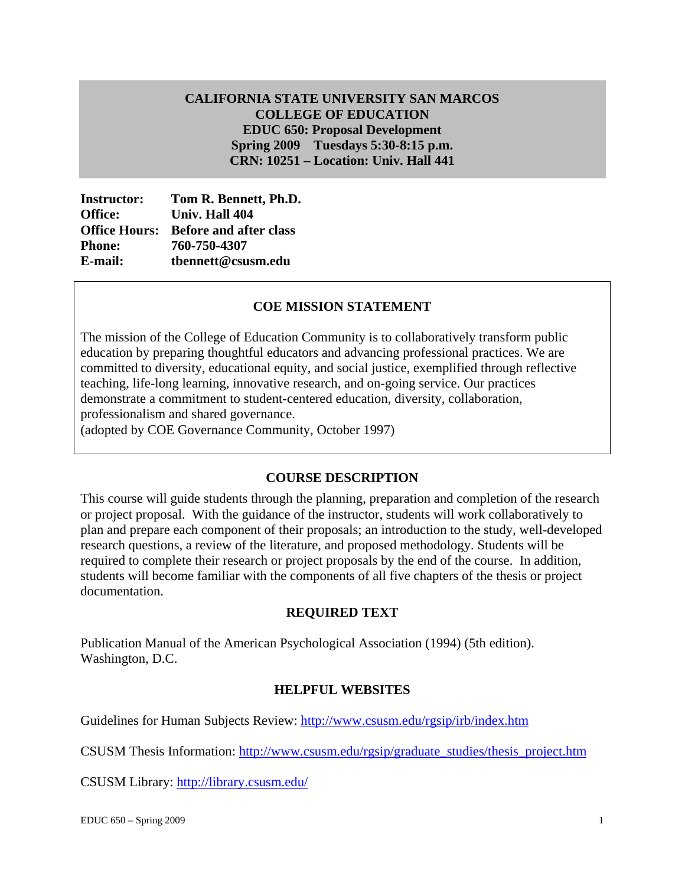**CALIFORNIA STATE UNIVERSITY SAN MARCOS**
**COLLEGE OF EDUCATION**
**EDUC 650: Proposal Development**
**Spring 2009 Tuesdays 5:30-8:15 p.m.**
**CRN: 10251 – Location: Univ. Hall 441**

**Instructor:** **Tom R. Bennett, Ph.D.**
**Office:** **Univ. Hall 404**
**Office Hours:** **Before and after class**
**Phone:** **760-750-4307**
**E-mail:** **tbennett@csusm.edu**

## COE MISSION STATEMENT

The mission of the College of Education Community is to collaboratively transform public education by preparing thoughtful educators and advancing professional practices. We are committed to diversity, educational equity, and social justice, exemplified through reflective teaching, life-long learning, innovative research, and on-going service. Our practices demonstrate a commitment to student-centered education, diversity, collaboration, professionalism and shared governance.
(adopted by COE Governance Community, October 1997)

## COURSE DESCRIPTION

This course will guide students through the planning, preparation and completion of the research or project proposal. With the guidance of the instructor, students will work collaboratively to plan and prepare each component of their proposals; an introduction to the study, well-developed research questions, a review of the literature, and proposed methodology. Students will be required to complete their research or project proposals by the end of the course. In addition, students will become familiar with the components of all five chapters of the thesis or project documentation.

## REQUIRED TEXT

Publication Manual of the American Psychological Association (1994) (5th edition). Washington, D.C.

## HELPFUL WEBSITES

Guidelines for Human Subjects Review: http://www.csusm.edu/rgsip/irb/index.htm

CSUSM Thesis Information: http://www.csusm.edu/rgsip/graduate_studies/thesis_project.htm

CSUSM Library: http://library.csusm.edu/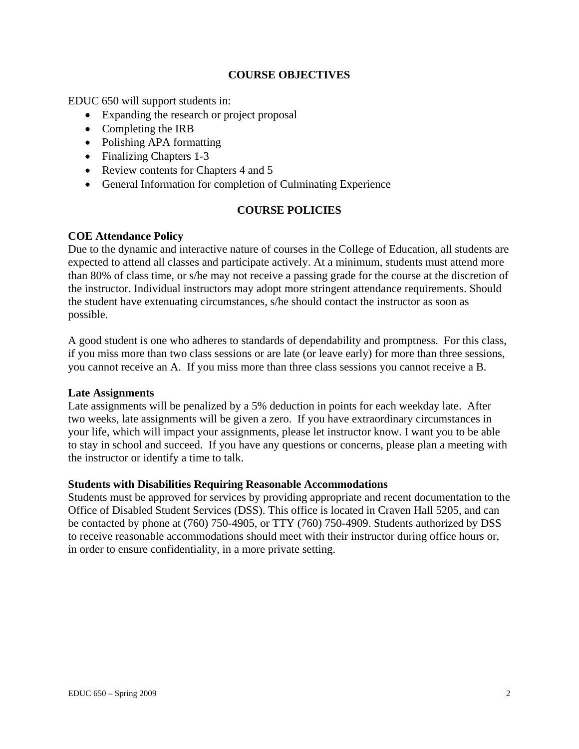## COURSE OBJECTIVES

EDUC 650 will support students in:

- Expanding the research or project proposal
- Completing the IRB
- Polishing APA formatting
- Finalizing Chapters 1-3
- Review contents for Chapters 4 and 5
- General Information for completion of Culminating Experience

## COURSE POLICIES

### COE Attendance Policy

Due to the dynamic and interactive nature of courses in the College of Education, all students are expected to attend all classes and participate actively. At a minimum, students must attend more than 80% of class time, or s/he may not receive a passing grade for the course at the discretion of the instructor. Individual instructors may adopt more stringent attendance requirements. Should the student have extenuating circumstances, s/he should contact the instructor as soon as possible.

A good student is one who adheres to standards of dependability and promptness. For this class, if you miss more than two class sessions or are late (or leave early) for more than three sessions, you cannot receive an A. If you miss more than three class sessions you cannot receive a B.

### Late Assignments

Late assignments will be penalized by a 5% deduction in points for each weekday late. After two weeks, late assignments will be given a zero. If you have extraordinary circumstances in your life, which will impact your assignments, please let instructor know. I want you to be able to stay in school and succeed. If you have any questions or concerns, please plan a meeting with the instructor or identify a time to talk.

### Students with Disabilities Requiring Reasonable Accommodations

Students must be approved for services by providing appropriate and recent documentation to the Office of Disabled Student Services (DSS). This office is located in Craven Hall 5205, and can be contacted by phone at (760) 750-4905, or TTY (760) 750-4909. Students authorized by DSS to receive reasonable accommodations should meet with their instructor during office hours or, in order to ensure confidentiality, in a more private setting.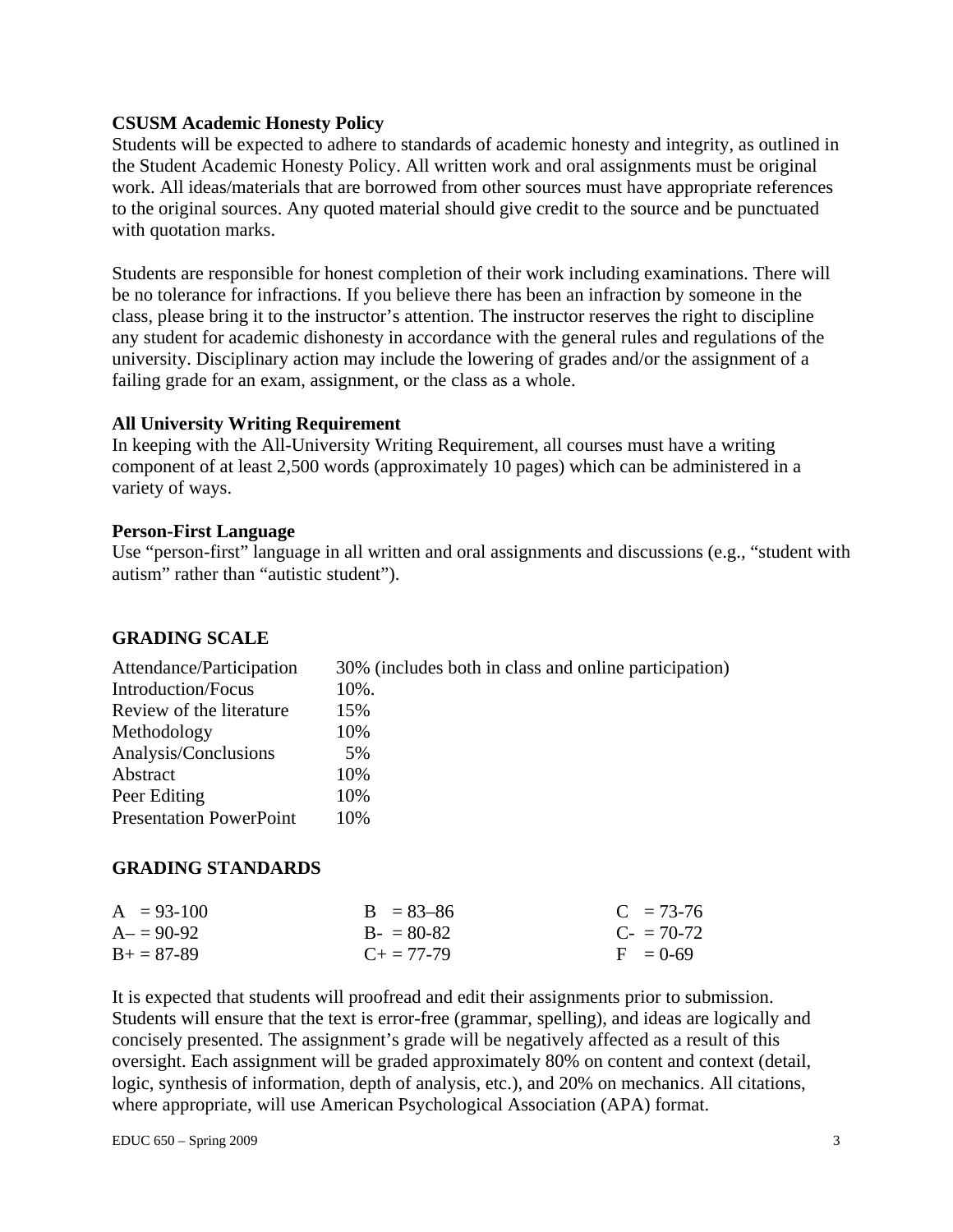**CSUSM Academic Honesty Policy**

Students will be expected to adhere to standards of academic honesty and integrity, as outlined in the Student Academic Honesty Policy. All written work and oral assignments must be original work. All ideas/materials that are borrowed from other sources must have appropriate references to the original sources. Any quoted material should give credit to the source and be punctuated with quotation marks.

Students are responsible for honest completion of their work including examinations. There will be no tolerance for infractions. If you believe there has been an infraction by someone in the class, please bring it to the instructor's attention. The instructor reserves the right to discipline any student for academic dishonesty in accordance with the general rules and regulations of the university. Disciplinary action may include the lowering of grades and/or the assignment of a failing grade for an exam, assignment, or the class as a whole.

**All University Writing Requirement**

In keeping with the All-University Writing Requirement, all courses must have a writing component of at least 2,500 words (approximately 10 pages) which can be administered in a variety of ways.

**Person-First Language**

Use "person-first" language in all written and oral assignments and discussions (e.g., "student with autism" rather than "autistic student").

## GRADING SCALE

| | |
|---|---|
| Attendance/Participation | 30% (includes both in class and online participation) |
| Introduction/Focus | 10%. |
| Review of the literature | 15% |
| Methodology | 10% |
| Analysis/Conclusions | 5% |
| Abstract | 10% |
| Peer Editing | 10% |
| Presentation PowerPoint | 10% |

## GRADING STANDARDS

| | | |
|---|---|---|
| A = 93-100 | B = 83–86 | C = 73-76 |
| A– = 90-92 | B- = 80-82 | C- = 70-72 |
| B+ = 87-89 | C+ = 77-79 | F = 0-69 |

It is expected that students will proofread and edit their assignments prior to submission. Students will ensure that the text is error-free (grammar, spelling), and ideas are logically and concisely presented. The assignment's grade will be negatively affected as a result of this oversight. Each assignment will be graded approximately 80% on content and context (detail, logic, synthesis of information, depth of analysis, etc.), and 20% on mechanics. All citations, where appropriate, will use American Psychological Association (APA) format.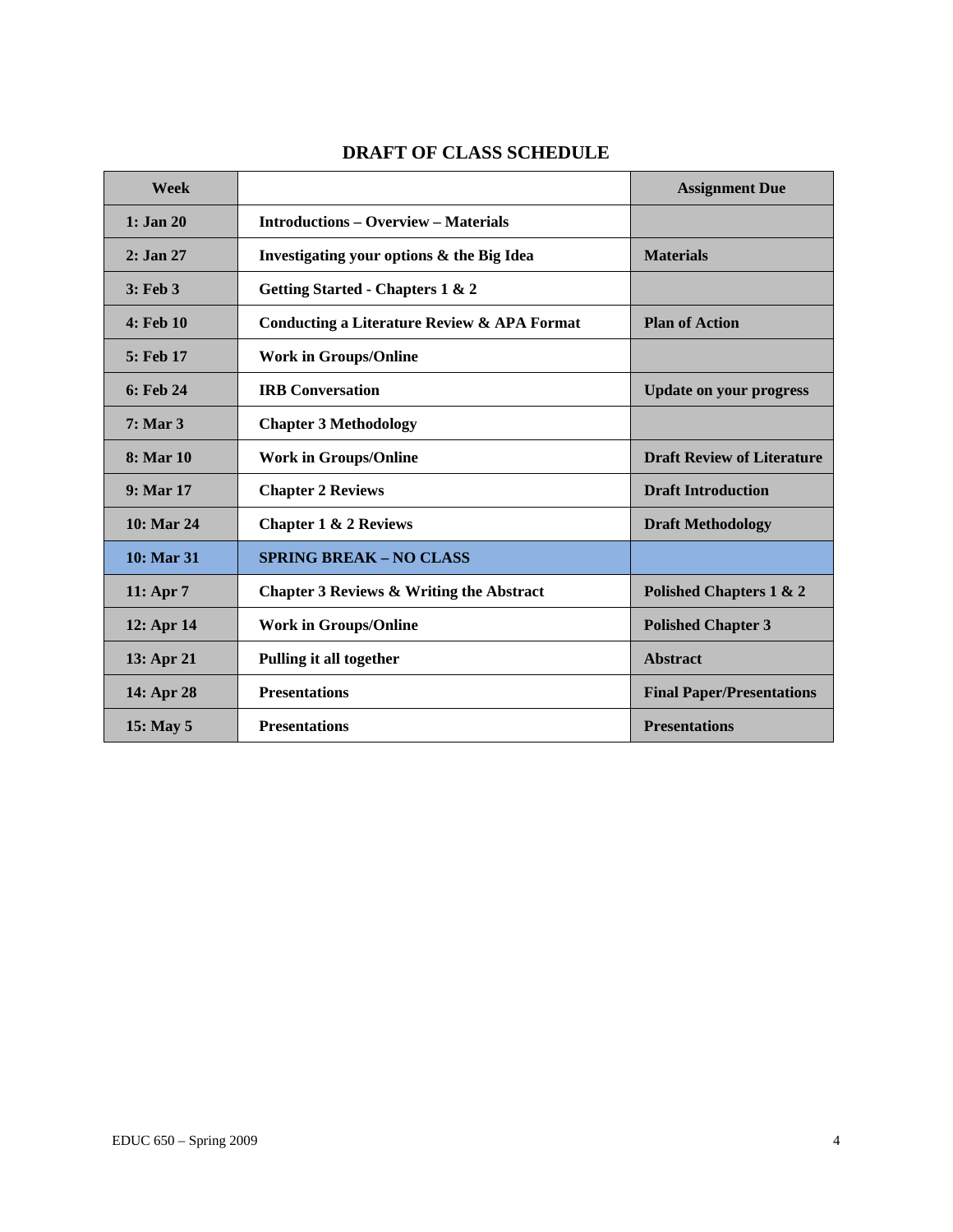## DRAFT OF CLASS SCHEDULE

| Week | | Assignment Due |
|---|---|---|
| 1: Jan 20 | Introductions – Overview – Materials | |
| 2: Jan 27 | Investigating your options & the Big Idea | Materials |
| 3: Feb 3 | Getting Started - Chapters 1 & 2 | |
| 4: Feb 10 | Conducting a Literature Review & APA Format | Plan of Action |
| 5: Feb 17 | Work in Groups/Online | |
| 6: Feb 24 | IRB Conversation | Update on your progress |
| 7: Mar 3 | Chapter 3 Methodology | |
| 8: Mar 10 | Work in Groups/Online | Draft Review of Literature |
| 9: Mar 17 | Chapter 2 Reviews | Draft Introduction |
| 10: Mar 24 | Chapter 1 & 2 Reviews | Draft Methodology |
| 10: Mar 31 | SPRING BREAK – NO CLASS | |
| 11: Apr 7 | Chapter 3 Reviews & Writing the Abstract | Polished Chapters 1 & 2 |
| 12: Apr 14 | Work in Groups/Online | Polished Chapter 3 |
| 13: Apr 21 | Pulling it all together | Abstract |
| 14: Apr 28 | Presentations | Final Paper/Presentations |
| 15: May 5 | Presentations | Presentations |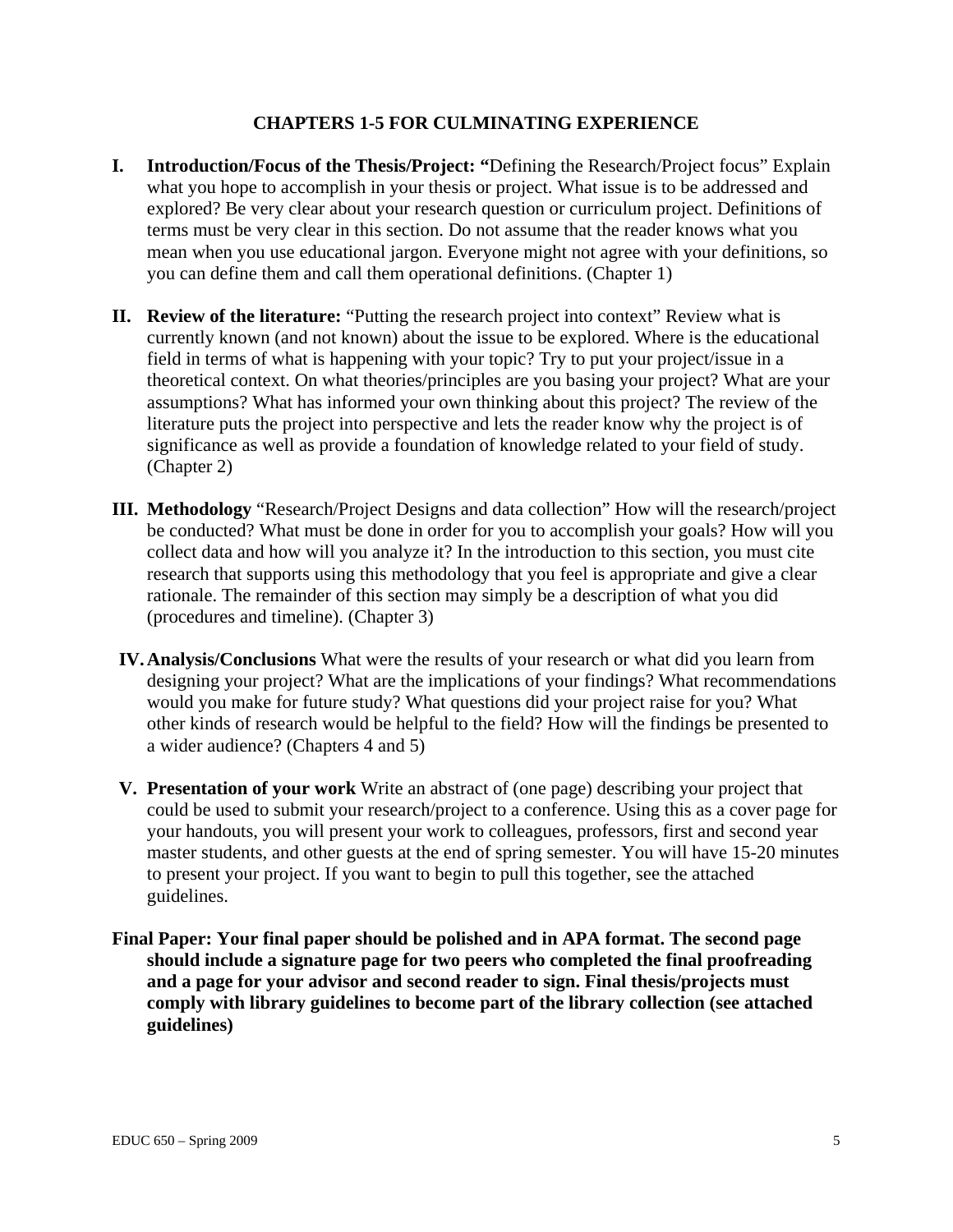## CHAPTERS 1-5 FOR CULMINATING EXPERIENCE

I. **Introduction/Focus of the Thesis/Project: "**Defining the Research/Project focus" Explain what you hope to accomplish in your thesis or project. What issue is to be addressed and explored? Be very clear about your research question or curriculum project. Definitions of terms must be very clear in this section. Do not assume that the reader knows what you mean when you use educational jargon. Everyone might not agree with your definitions, so you can define them and call them operational definitions. (Chapter 1)

II. **Review of the literature:** "Putting the research project into context" Review what is currently known (and not known) about the issue to be explored. Where is the educational field in terms of what is happening with your topic? Try to put your project/issue in a theoretical context. On what theories/principles are you basing your project? What are your assumptions? What has informed your own thinking about this project? The review of the literature puts the project into perspective and lets the reader know why the project is of significance as well as provide a foundation of knowledge related to your field of study. (Chapter 2)

III. **Methodology** "Research/Project Designs and data collection" How will the research/project be conducted? What must be done in order for you to accomplish your goals? How will you collect data and how will you analyze it? In the introduction to this section, you must cite research that supports using this methodology that you feel is appropriate and give a clear rationale. The remainder of this section may simply be a description of what you did (procedures and timeline). (Chapter 3)

IV. **Analysis/Conclusions** What were the results of your research or what did you learn from designing your project? What are the implications of your findings? What recommendations would you make for future study? What questions did your project raise for you? What other kinds of research would be helpful to the field? How will the findings be presented to a wider audience? (Chapters 4 and 5)

V. **Presentation of your work** Write an abstract of (one page) describing your project that could be used to submit your research/project to a conference. Using this as a cover page for your handouts, you will present your work to colleagues, professors, first and second year master students, and other guests at the end of spring semester. You will have 15-20 minutes to present your project. If you want to begin to pull this together, see the attached guidelines.

**Final Paper: Your final paper should be polished and in APA format. The second page should include a signature page for two peers who completed the final proofreading and a page for your advisor and second reader to sign. Final thesis/projects must comply with library guidelines to become part of the library collection (see attached guidelines)**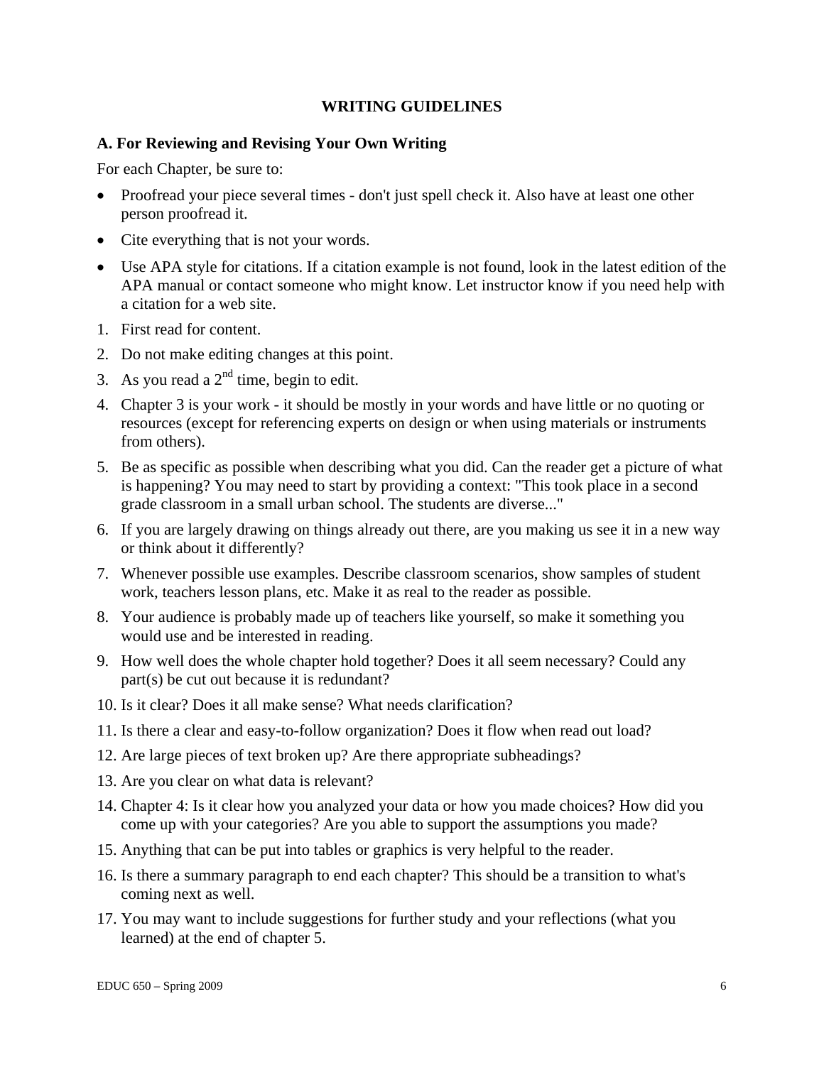## WRITING GUIDELINES

### A. For Reviewing and Revising Your Own Writing

For each Chapter, be sure to:

- Proofread your piece several times - don't just spell check it. Also have at least one other person proofread it.
- Cite everything that is not your words.
- Use APA style for citations. If a citation example is not found, look in the latest edition of the APA manual or contact someone who might know. Let instructor know if you need help with a citation for a web site.

1. First read for content.
2. Do not make editing changes at this point.
3. As you read a 2nd time, begin to edit.
4. Chapter 3 is your work - it should be mostly in your words and have little or no quoting or resources (except for referencing experts on design or when using materials or instruments from others).
5. Be as specific as possible when describing what you did. Can the reader get a picture of what is happening? You may need to start by providing a context: "This took place in a second grade classroom in a small urban school. The students are diverse..."
6. If you are largely drawing on things already out there, are you making us see it in a new way or think about it differently?
7. Whenever possible use examples. Describe classroom scenarios, show samples of student work, teachers lesson plans, etc. Make it as real to the reader as possible.
8. Your audience is probably made up of teachers like yourself, so make it something you would use and be interested in reading.
9. How well does the whole chapter hold together? Does it all seem necessary? Could any part(s) be cut out because it is redundant?
10. Is it clear? Does it all make sense? What needs clarification?
11. Is there a clear and easy-to-follow organization? Does it flow when read out load?
12. Are large pieces of text broken up? Are there appropriate subheadings?
13. Are you clear on what data is relevant?
14. Chapter 4: Is it clear how you analyzed your data or how you made choices? How did you come up with your categories? Are you able to support the assumptions you made?
15. Anything that can be put into tables or graphics is very helpful to the reader.
16. Is there a summary paragraph to end each chapter? This should be a transition to what's coming next as well.
17. You may want to include suggestions for further study and your reflections (what you learned) at the end of chapter 5.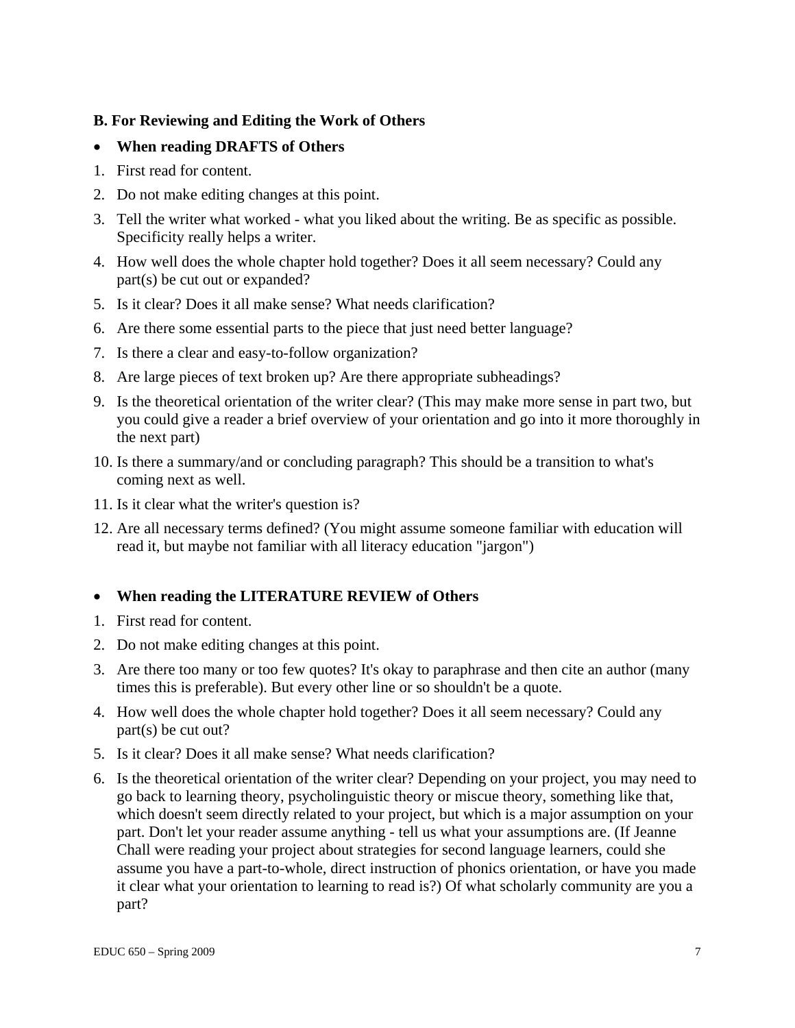### B. For Reviewing and Editing the Work of Others

- **When reading DRAFTS of Others**

1. First read for content.
2. Do not make editing changes at this point.
3. Tell the writer what worked - what you liked about the writing. Be as specific as possible. Specificity really helps a writer.
4. How well does the whole chapter hold together? Does it all seem necessary? Could any part(s) be cut out or expanded?
5. Is it clear? Does it all make sense? What needs clarification?
6. Are there some essential parts to the piece that just need better language?
7. Is there a clear and easy-to-follow organization?
8. Are large pieces of text broken up? Are there appropriate subheadings?
9. Is the theoretical orientation of the writer clear? (This may make more sense in part two, but you could give a reader a brief overview of your orientation and go into it more thoroughly in the next part)
10. Is there a summary/and or concluding paragraph? This should be a transition to what's coming next as well.
11. Is it clear what the writer's question is?
12. Are all necessary terms defined? (You might assume someone familiar with education will read it, but maybe not familiar with all literacy education "jargon")

- **When reading the LITERATURE REVIEW of Others**

1. First read for content.
2. Do not make editing changes at this point.
3. Are there too many or too few quotes? It's okay to paraphrase and then cite an author (many times this is preferable). But every other line or so shouldn't be a quote.
4. How well does the whole chapter hold together? Does it all seem necessary? Could any part(s) be cut out?
5. Is it clear? Does it all make sense? What needs clarification?
6. Is the theoretical orientation of the writer clear? Depending on your project, you may need to go back to learning theory, psycholinguistic theory or miscue theory, something like that, which doesn't seem directly related to your project, but which is a major assumption on your part. Don't let your reader assume anything - tell us what your assumptions are. (If Jeanne Chall were reading your project about strategies for second language learners, could she assume you have a part-to-whole, direct instruction of phonics orientation, or have you made it clear what your orientation to learning to read is?) Of what scholarly community are you a part?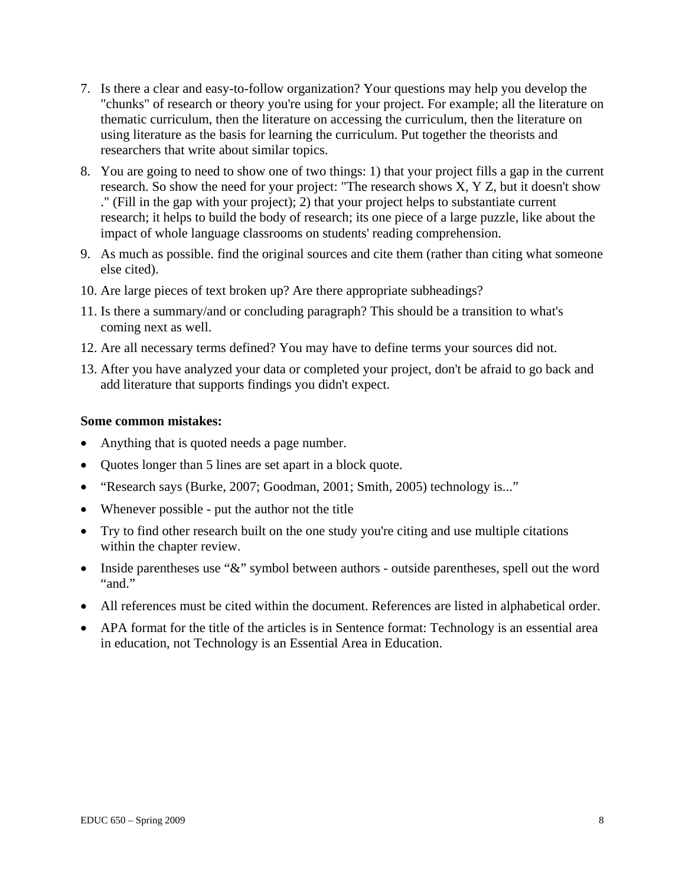7. Is there a clear and easy-to-follow organization? Your questions may help you develop the "chunks" of research or theory you're using for your project. For example; all the literature on thematic curriculum, then the literature on accessing the curriculum, then the literature on using literature as the basis for learning the curriculum. Put together the theorists and researchers that write about similar topics.
8. You are going to need to show one of two things: 1) that your project fills a gap in the current research. So show the need for your project: "The research shows X, Y Z, but it doesn't show ." (Fill in the gap with your project); 2) that your project helps to substantiate current research; it helps to build the body of research; its one piece of a large puzzle, like about the impact of whole language classrooms on students' reading comprehension.
9. As much as possible. find the original sources and cite them (rather than citing what someone else cited).
10. Are large pieces of text broken up? Are there appropriate subheadings?
11. Is there a summary/and or concluding paragraph? This should be a transition to what's coming next as well.
12. Are all necessary terms defined? You may have to define terms your sources did not.
13. After you have analyzed your data or completed your project, don't be afraid to go back and add literature that supports findings you didn't expect.

**Some common mistakes:**

- Anything that is quoted needs a page number.
- Quotes longer than 5 lines are set apart in a block quote.
- “Research says (Burke, 2007; Goodman, 2001; Smith, 2005) technology is...”
- Whenever possible - put the author not the title
- Try to find other research built on the one study you're citing and use multiple citations within the chapter review.
- Inside parentheses use “&” symbol between authors - outside parentheses, spell out the word “and.”
- All references must be cited within the document. References are listed in alphabetical order.
- APA format for the title of the articles is in Sentence format: Technology is an essential area in education, not Technology is an Essential Area in Education.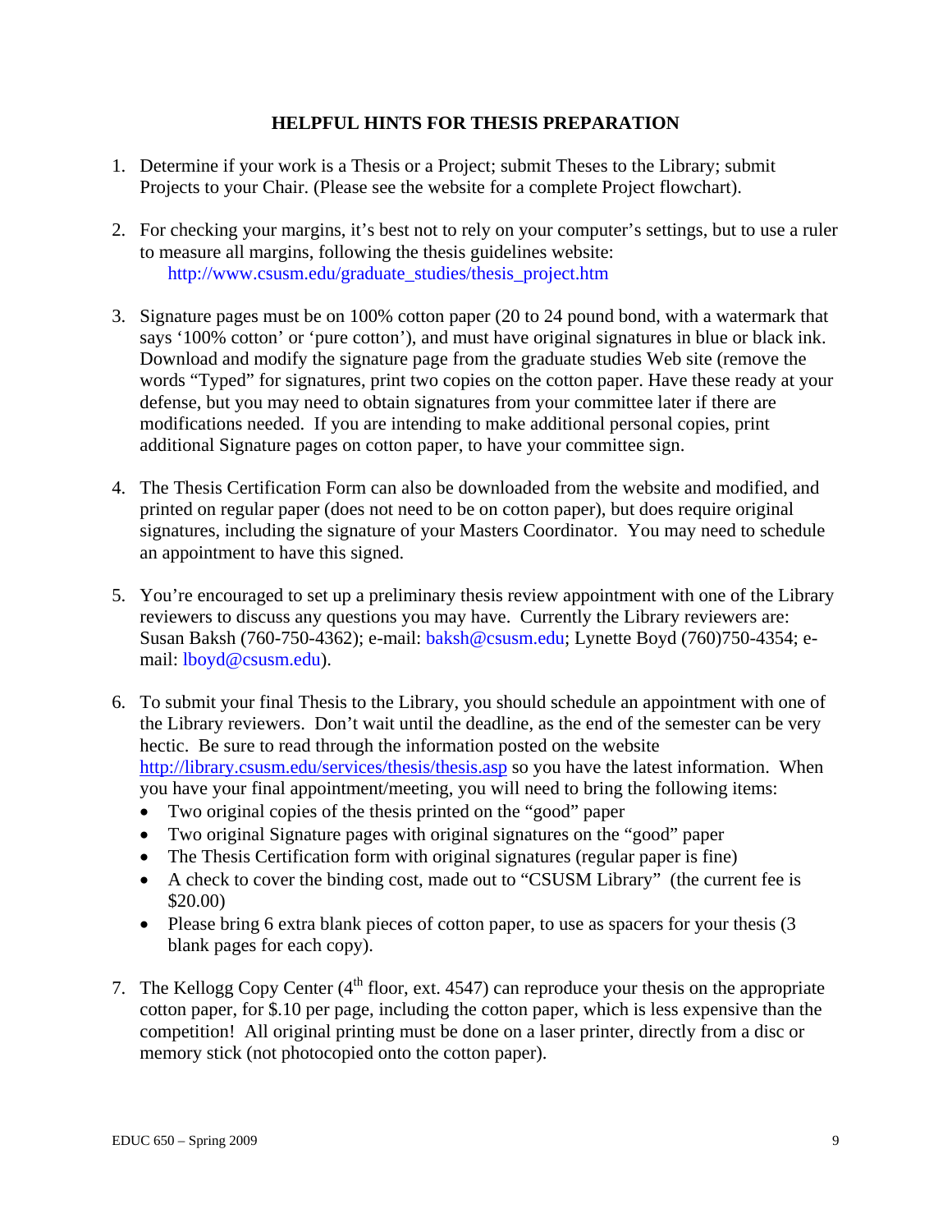## HELPFUL HINTS FOR THESIS PREPARATION

1. Determine if your work is a Thesis or a Project; submit Theses to the Library; submit Projects to your Chair. (Please see the website for a complete Project flowchart).

2. For checking your margins, it's best not to rely on your computer's settings, but to use a ruler to measure all margins, following the thesis guidelines website:
   http://www.csusm.edu/graduate_studies/thesis_project.htm

3. Signature pages must be on 100% cotton paper (20 to 24 pound bond, with a watermark that says '100% cotton' or 'pure cotton'), and must have original signatures in blue or black ink. Download and modify the signature page from the graduate studies Web site (remove the words "Typed" for signatures, print two copies on the cotton paper. Have these ready at your defense, but you may need to obtain signatures from your committee later if there are modifications needed. If you are intending to make additional personal copies, print additional Signature pages on cotton paper, to have your committee sign.

4. The Thesis Certification Form can also be downloaded from the website and modified, and printed on regular paper (does not need to be on cotton paper), but does require original signatures, including the signature of your Masters Coordinator. You may need to schedule an appointment to have this signed.

5. You're encouraged to set up a preliminary thesis review appointment with one of the Library reviewers to discuss any questions you may have. Currently the Library reviewers are: Susan Baksh (760-750-4362); e-mail: baksh@csusm.edu; Lynette Boyd (760)750-4354; e-mail: lboyd@csusm.edu).

6. To submit your final Thesis to the Library, you should schedule an appointment with one of the Library reviewers. Don't wait until the deadline, as the end of the semester can be very hectic. Be sure to read through the information posted on the website http://library.csusm.edu/services/thesis/thesis.asp so you have the latest information. When you have your final appointment/meeting, you will need to bring the following items:
   - Two original copies of the thesis printed on the "good" paper
   - Two original Signature pages with original signatures on the "good" paper
   - The Thesis Certification form with original signatures (regular paper is fine)
   - A check to cover the binding cost, made out to "CSUSM Library" (the current fee is $20.00)
   - Please bring 6 extra blank pieces of cotton paper, to use as spacers for your thesis (3 blank pages for each copy).

7. The Kellogg Copy Center (4th floor, ext. 4547) can reproduce your thesis on the appropriate cotton paper, for $.10 per page, including the cotton paper, which is less expensive than the competition! All original printing must be done on a laser printer, directly from a disc or memory stick (not photocopied onto the cotton paper).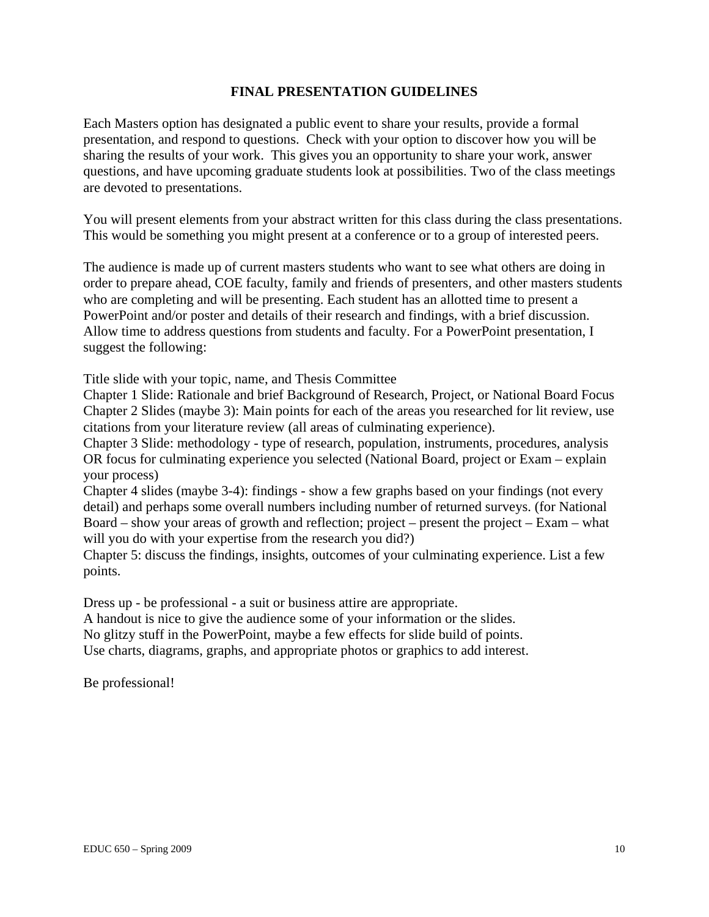# FINAL PRESENTATION GUIDELINES

Each Masters option has designated a public event to share your results, provide a formal presentation, and respond to questions. Check with your option to discover how you will be sharing the results of your work. This gives you an opportunity to share your work, answer questions, and have upcoming graduate students look at possibilities. Two of the class meetings are devoted to presentations.

You will present elements from your abstract written for this class during the class presentations. This would be something you might present at a conference or to a group of interested peers.

The audience is made up of current masters students who want to see what others are doing in order to prepare ahead, COE faculty, family and friends of presenters, and other masters students who are completing and will be presenting. Each student has an allotted time to present a PowerPoint and/or poster and details of their research and findings, with a brief discussion. Allow time to address questions from students and faculty. For a PowerPoint presentation, I suggest the following:

Title slide with your topic, name, and Thesis Committee
Chapter 1 Slide: Rationale and brief Background of Research, Project, or National Board Focus
Chapter 2 Slides (maybe 3): Main points for each of the areas you researched for lit review, use citations from your literature review (all areas of culminating experience).
Chapter 3 Slide: methodology - type of research, population, instruments, procedures, analysis OR focus for culminating experience you selected (National Board, project or Exam – explain your process)
Chapter 4 slides (maybe 3-4): findings - show a few graphs based on your findings (not every detail) and perhaps some overall numbers including number of returned surveys. (for National Board – show your areas of growth and reflection; project – present the project – Exam – what will you do with your expertise from the research you did?)
Chapter 5: discuss the findings, insights, outcomes of your culminating experience. List a few points.

Dress up - be professional - a suit or business attire are appropriate.
A handout is nice to give the audience some of your information or the slides.
No glitzy stuff in the PowerPoint, maybe a few effects for slide build of points.
Use charts, diagrams, graphs, and appropriate photos or graphics to add interest.

Be professional!